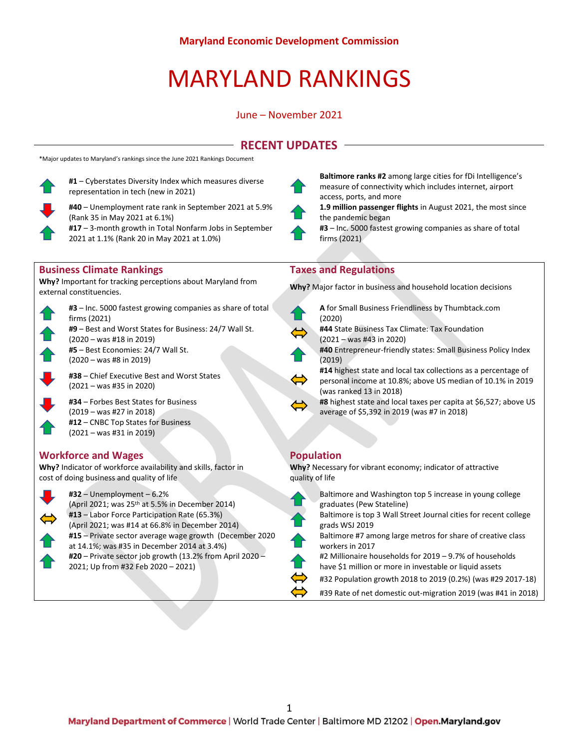**Maryland Economic Development Commission**

# MARYLAND RANKINGS

June – November 2021

## RECENT UPDATES

*Major updates to Maryland's rankings since the June 2021 Rankings Document

- **#1** – Cyberstates Diversity Index which measures diverse representation in tech (new in 2021)
- **#40** – Unemployment rate rank in September 2021 at 5.9% (Rank 35 in May 2021 at 6.1%)
- **#17** – 3-month growth in Total Nonfarm Jobs in September 2021 at 1.1% (Rank 20 in May 2021 at 1.0%)
- **Baltimore ranks #2** among large cities for fDi Intelligence's measure of connectivity which includes internet, airport access, ports, and more
- **1.9 million passenger flights** in August 2021, the most since the pandemic began
- **#3** – Inc. 5000 fastest growing companies as share of total firms (2021)

## Business Climate Rankings

**Why?** Important for tracking perceptions about Maryland from external constituencies.

- **#3** – Inc. 5000 fastest growing companies as share of total firms (2021)
- **#9** – Best and Worst States for Business: 24/7 Wall St. (2020 – was #18 in 2019)
- **#5** – Best Economies: 24/7 Wall St. (2020 – was #8 in 2019)
- **#38** – Chief Executive Best and Worst States (2021 – was #35 in 2020)
- **#34** – Forbes Best States for Business (2019 – was #27 in 2018)
- **#12** – CNBC Top States for Business (2021 – was #31 in 2019)

## Workforce and Wages

**Why?** Indicator of workforce availability and skills, factor in cost of doing business and quality of life

- **#32** – Unemployment – 6.2% (April 2021; was 25th at 5.5% in December 2014)
- **#13** – Labor Force Participation Rate (65.3%) (April 2021; was #14 at 66.8% in December 2014)
- **#15** – Private sector average wage growth (December 2020 at 14.1%; was #35 in December 2014 at 3.4%)
- **#20** – Private sector job growth (13.2% from April 2020 – 2021; Up from #32 Feb 2020 – 2021)

## Taxes and Regulations

**Why?** Major factor in business and household location decisions

- **A** for Small Business Friendliness by Thumbtack.com (2020)
- **#44** State Business Tax Climate: Tax Foundation (2021 – was #43 in 2020)
- **#40** Entrepreneur-friendly states: Small Business Policy Index (2019)
- **#14** highest state and local tax collections as a percentage of personal income at 10.8%; above US median of 10.1% in 2019 (was ranked 13 in 2018)
- **#8** highest state and local taxes per capita at $6,527; above US average of $5,392 in 2019 (was #7 in 2018)

## Population

**Why?** Necessary for vibrant economy; indicator of attractive quality of life

- Baltimore and Washington top 5 increase in young college graduates (Pew Stateline)
- Baltimore is top 3 Wall Street Journal cities for recent college grads WSJ 2019
- Baltimore #7 among large metros for share of creative class workers in 2017
- #2 Millionaire households for 2019 – 9.7% of households have $1 million or more in investable or liquid assets
- #32 Population growth 2018 to 2019 (0.2%) (was #29 2017-18)
- #39 Rate of net domestic out-migration 2019 (was #41 in 2018)

**Maryland Department of Commerce** | World Trade Center | Baltimore MD 21202 | **Open.Maryland.gov**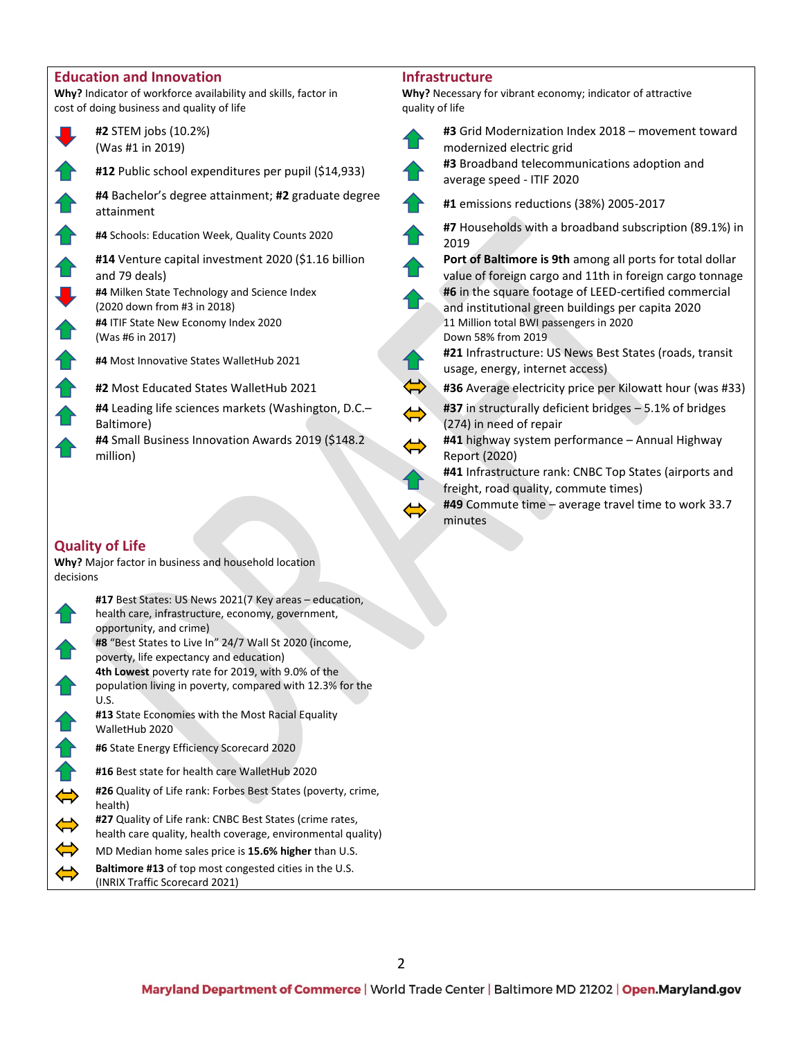## Education and Innovation

**Why?** Indicator of workforce availability and skills, factor in cost of doing business and quality of life

- ⬇ **#2** STEM jobs (10.2%) (Was #1 in 2019)
- ⬆ **#12** Public school expenditures per pupil ($14,933)
- ⬆ **#4** Bachelor's degree attainment; **#2** graduate degree attainment
- ⬆ **#4** Schools: Education Week, Quality Counts 2020
- ⬆ **#14** Venture capital investment 2020 ($1.16 billion and 79 deals)
- ⬇ **#4** Milken State Technology and Science Index (2020 down from #3 in 2018)
- ⬆ **#4** ITIF State New Economy Index 2020 (Was #6 in 2017)
- ⬆ **#4** Most Innovative States WalletHub 2021
- ⬆ **#2** Most Educated States WalletHub 2021
- ⬆ **#4** Leading life sciences markets (Washington, D.C.–Baltimore)
- ⬆ **#4** Small Business Innovation Awards 2019 ($148.2 million)

## Infrastructure

**Why?** Necessary for vibrant economy; indicator of attractive quality of life

- ⬆ **#3** Grid Modernization Index 2018 – movement toward modernized electric grid
- ⬆ **#3** Broadband telecommunications adoption and average speed - ITIF 2020
- ⬆ **#1** emissions reductions (38%) 2005-2017
- ⬆ **#7** Households with a broadband subscription (89.1%) in 2019
- ⬆ **Port of Baltimore is 9th** among all ports for total dollar value of foreign cargo and 11th in foreign cargo tonnage
- ⬆ **#6** in the square footage of LEED-certified commercial and institutional green buildings per capita 2020
- 11 Million total BWI passengers in 2020 Down 58% from 2019
- ⬆ **#21** Infrastructure: US News Best States (roads, transit usage, energy, internet access)
- ⇔ **#36** Average electricity price per Kilowatt hour (was #33)
- ⇔ **#37** in structurally deficient bridges – 5.1% of bridges (274) in need of repair
- ⇔ **#41** highway system performance – Annual Highway Report (2020)
- ⬆ **#41** Infrastructure rank: CNBC Top States (airports and freight, road quality, commute times)
- ⇔ **#49** Commute time – average travel time to work 33.7 minutes

## Quality of Life

**Why?** Major factor in business and household location decisions

- ⬆ **#17** Best States: US News 2021(7 Key areas – education, health care, infrastructure, economy, government, opportunity, and crime)
- ⬆ **#8** "Best States to Live In" 24/7 Wall St 2020 (income, poverty, life expectancy and education)
- ⬆ **4th Lowest** poverty rate for 2019, with 9.0% of the population living in poverty, compared with 12.3% for the U.S.
- ⬆ **#13** State Economies with the Most Racial Equality WalletHub 2020
- ⬆ **#6** State Energy Efficiency Scorecard 2020
- ⬆ **#16** Best state for health care WalletHub 2020
- ⇔ **#26** Quality of Life rank: Forbes Best States (poverty, crime, health)
- ⇔ **#27** Quality of Life rank: CNBC Best States (crime rates, health care quality, health coverage, environmental quality)
- ⇔ MD Median home sales price is **15.6% higher** than U.S.
- ⇔ **Baltimore #13** of top most congested cities in the U.S. (INRIX Traffic Scorecard 2021)